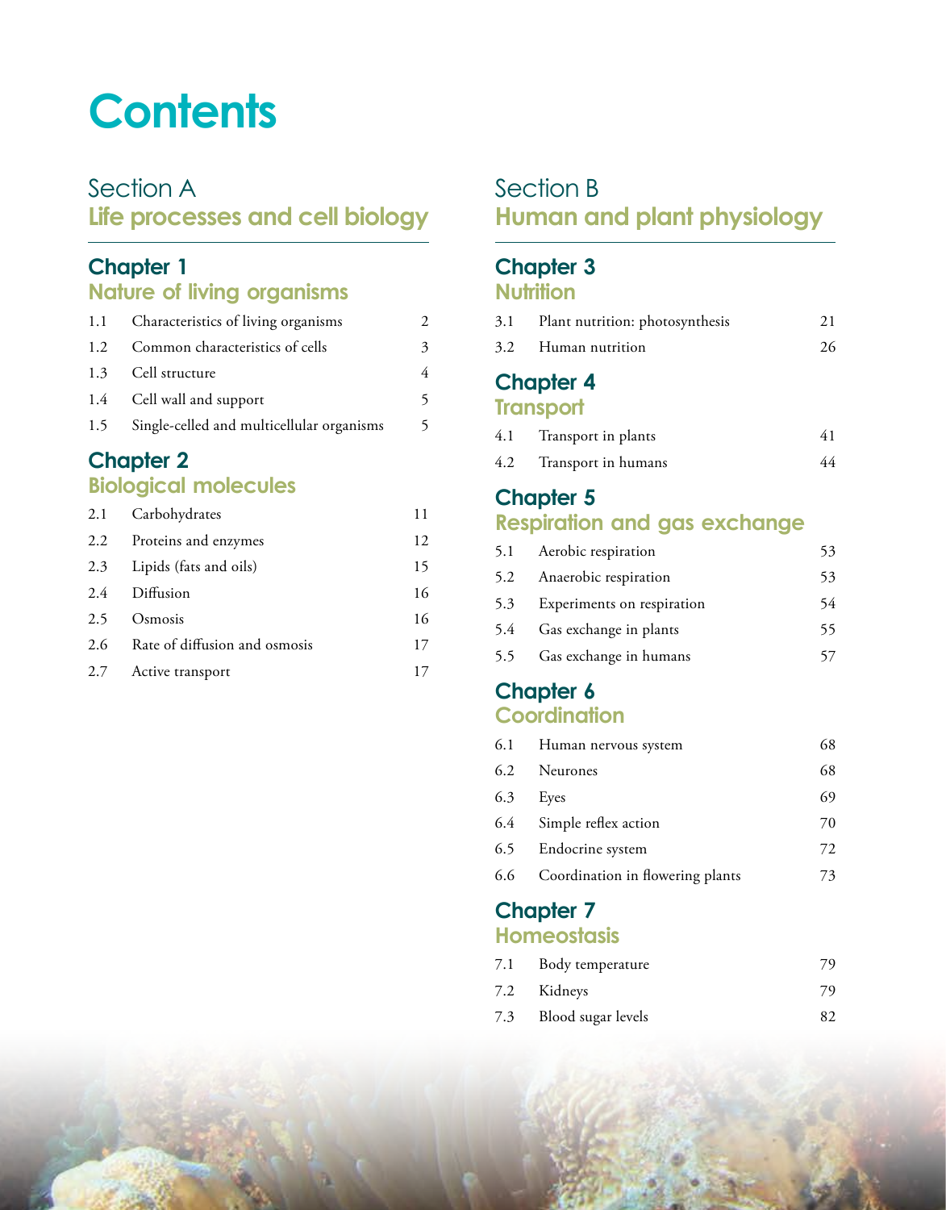# Contents

## Section A
## Life processes and cell biology

### Chapter 1
### Nature of living organisms

| | | |
|---|---|---|
| 1.1 | Characteristics of living organisms | 2 |
| 1.2 | Common characteristics of cells | 3 |
| 1.3 | Cell structure | 4 |
| 1.4 | Cell wall and support | 5 |
| 1.5 | Single-celled and multicellular organisms | 5 |

### Chapter 2
### Biological molecules

| | | |
|---|---|---|
| 2.1 | Carbohydrates | 11 |
| 2.2 | Proteins and enzymes | 12 |
| 2.3 | Lipids (fats and oils) | 15 |
| 2.4 | Diffusion | 16 |
| 2.5 | Osmosis | 16 |
| 2.6 | Rate of diffusion and osmosis | 17 |
| 2.7 | Active transport | 17 |

## Section B
## Human and plant physiology

### Chapter 3
### Nutrition

| | | |
|---|---|---|
| 3.1 | Plant nutrition: photosynthesis | 21 |
| 3.2 | Human nutrition | 26 |

### Chapter 4
### Transport

| | | |
|---|---|---|
| 4.1 | Transport in plants | 41 |
| 4.2 | Transport in humans | 44 |

### Chapter 5
### Respiration and gas exchange

| | | |
|---|---|---|
| 5.1 | Aerobic respiration | 53 |
| 5.2 | Anaerobic respiration | 53 |
| 5.3 | Experiments on respiration | 54 |
| 5.4 | Gas exchange in plants | 55 |
| 5.5 | Gas exchange in humans | 57 |

### Chapter 6
### Coordination

| | | |
|---|---|---|
| 6.1 | Human nervous system | 68 |
| 6.2 | Neurones | 68 |
| 6.3 | Eyes | 69 |
| 6.4 | Simple reflex action | 70 |
| 6.5 | Endocrine system | 72 |
| 6.6 | Coordination in flowering plants | 73 |

### Chapter 7
### Homeostasis

| | | |
|---|---|---|
| 7.1 | Body temperature | 79 |
| 7.2 | Kidneys | 79 |
| 7.3 | Blood sugar levels | 82 |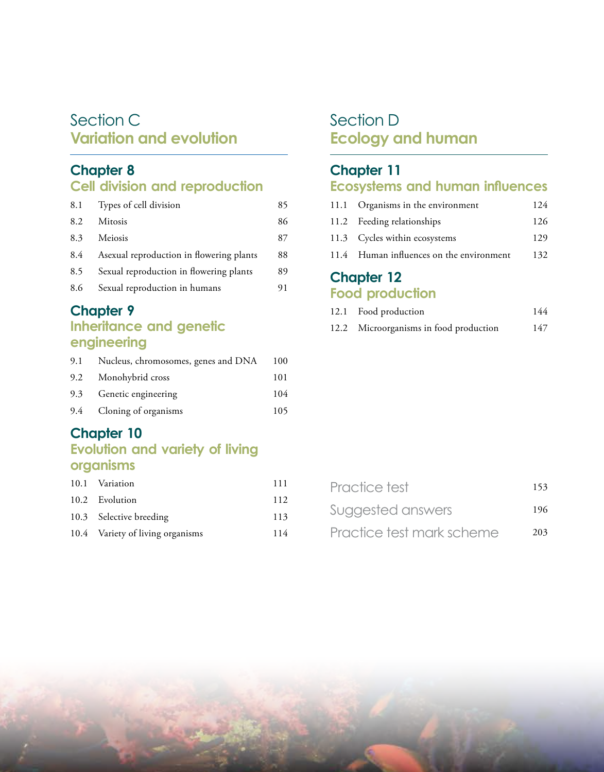## Section C
## Variation and evolution

### Chapter 8
### Cell division and reproduction

| | | |
|---|---|---|
| 8.1 | Types of cell division | 85 |
| 8.2 | Mitosis | 86 |
| 8.3 | Meiosis | 87 |
| 8.4 | Asexual reproduction in flowering plants | 88 |
| 8.5 | Sexual reproduction in flowering plants | 89 |
| 8.6 | Sexual reproduction in humans | 91 |

### Chapter 9
### Inheritance and genetic engineering

| | | |
|---|---|---|
| 9.1 | Nucleus, chromosomes, genes and DNA | 100 |
| 9.2 | Monohybrid cross | 101 |
| 9.3 | Genetic engineering | 104 |
| 9.4 | Cloning of organisms | 105 |

### Chapter 10
### Evolution and variety of living organisms

| | | |
|---|---|---|
| 10.1 | Variation | 111 |
| 10.2 | Evolution | 112 |
| 10.3 | Selective breeding | 113 |
| 10.4 | Variety of living organisms | 114 |

## Section D
## Ecology and human

### Chapter 11
### Ecosystems and human influences

| | | |
|---|---|---|
| 11.1 | Organisms in the environment | 124 |
| 11.2 | Feeding relationships | 126 |
| 11.3 | Cycles within ecosystems | 129 |
| 11.4 | Human influences on the environment | 132 |

### Chapter 12
### Food production

| | | |
|---|---|---|
| 12.1 | Food production | 144 |
| 12.2 | Microorganisms in food production | 147 |

| | |
|---|---|
| Practice test | 153 |
| Suggested answers | 196 |
| Practice test mark scheme | 203 |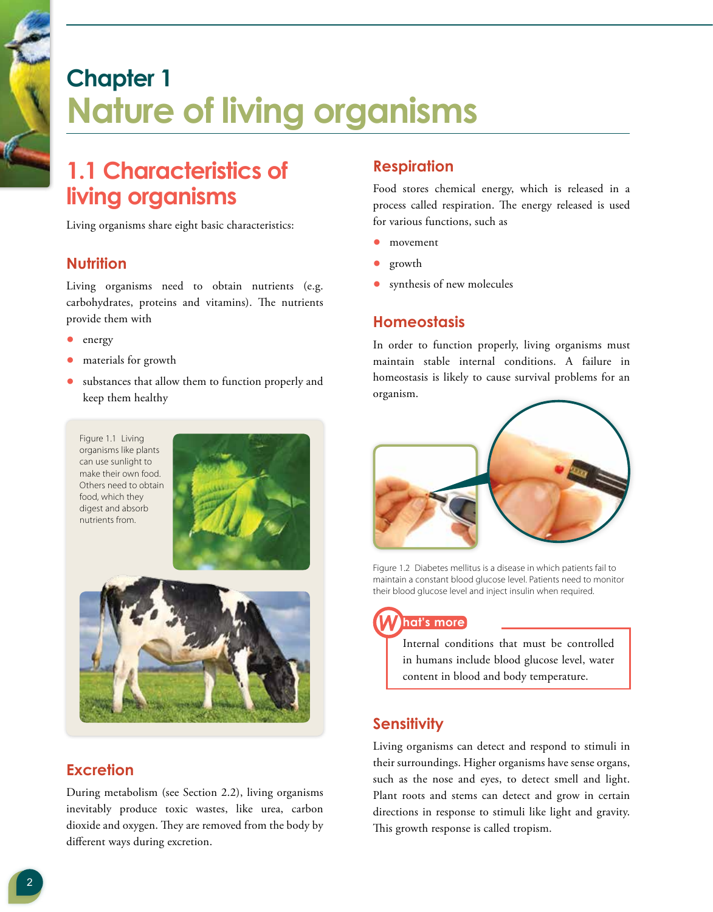# Chapter 1
# Nature of living organisms

## 1.1 Characteristics of living organisms

Living organisms share eight basic characteristics:

### Nutrition

Living organisms need to obtain nutrients (e.g. carbohydrates, proteins and vitamins). The nutrients provide them with

- energy
- materials for growth
- substances that allow them to function properly and keep them healthy

Figure 1.1 Living organisms like plants can use sunlight to make their own food. Others need to obtain food, which they digest and absorb nutrients from.

### Excretion

During metabolism (see Section 2.2), living organisms inevitably produce toxic wastes, like urea, carbon dioxide and oxygen. They are removed from the body by different ways during excretion.

### Respiration

Food stores chemical energy, which is released in a process called respiration. The energy released is used for various functions, such as

- movement
- growth
- synthesis of new molecules

### Homeostasis

In order to function properly, living organisms must maintain stable internal conditions. A failure in homeostasis is likely to cause survival problems for an organism.

Figure 1.2 Diabetes mellitus is a disease in which patients fail to maintain a constant blood glucose level. Patients need to monitor their blood glucose level and inject insulin when required.

**What's more**

Internal conditions that must be controlled in humans include blood glucose level, water content in blood and body temperature.

### Sensitivity

Living organisms can detect and respond to stimuli in their surroundings. Higher organisms have sense organs, such as the nose and eyes, to detect smell and light. Plant roots and stems can detect and grow in certain directions in response to stimuli like light and gravity. This growth response is called tropism.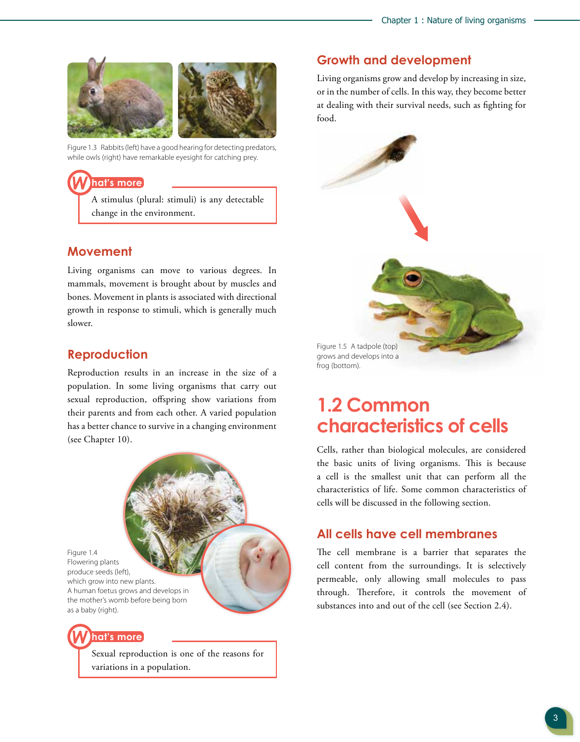Figure 1.3 Rabbits (left) have a good hearing for detecting predators, while owls (right) have remarkable eyesight for catching prey.

**What's more**

A stimulus (plural: stimuli) is any detectable change in the environment.

### Movement

Living organisms can move to various degrees. In mammals, movement is brought about by muscles and bones. Movement in plants is associated with directional growth in response to stimuli, which is generally much slower.

### Reproduction

Reproduction results in an increase in the size of a population. In some living organisms that carry out sexual reproduction, offspring show variations from their parents and from each other. A varied population has a better chance to survive in a changing environment (see Chapter 10).

Figure 1.4 Flowering plants produce seeds (left), which grow into new plants. A human foetus grows and develops in the mother's womb before being born as a baby (right).

**What's more**

Sexual reproduction is one of the reasons for variations in a population.

### Growth and development

Living organisms grow and develop by increasing in size, or in the number of cells. In this way, they become better at dealing with their survival needs, such as fighting for food.

Figure 1.5 A tadpole (top) grows and develops into a frog (bottom).

## 1.2 Common characteristics of cells

Cells, rather than biological molecules, are considered the basic units of living organisms. This is because a cell is the smallest unit that can perform all the characteristics of life. Some common characteristics of cells will be discussed in the following section.

### All cells have cell membranes

The cell membrane is a barrier that separates the cell content from the surroundings. It is selectively permeable, only allowing small molecules to pass through. Therefore, it controls the movement of substances into and out of the cell (see Section 2.4).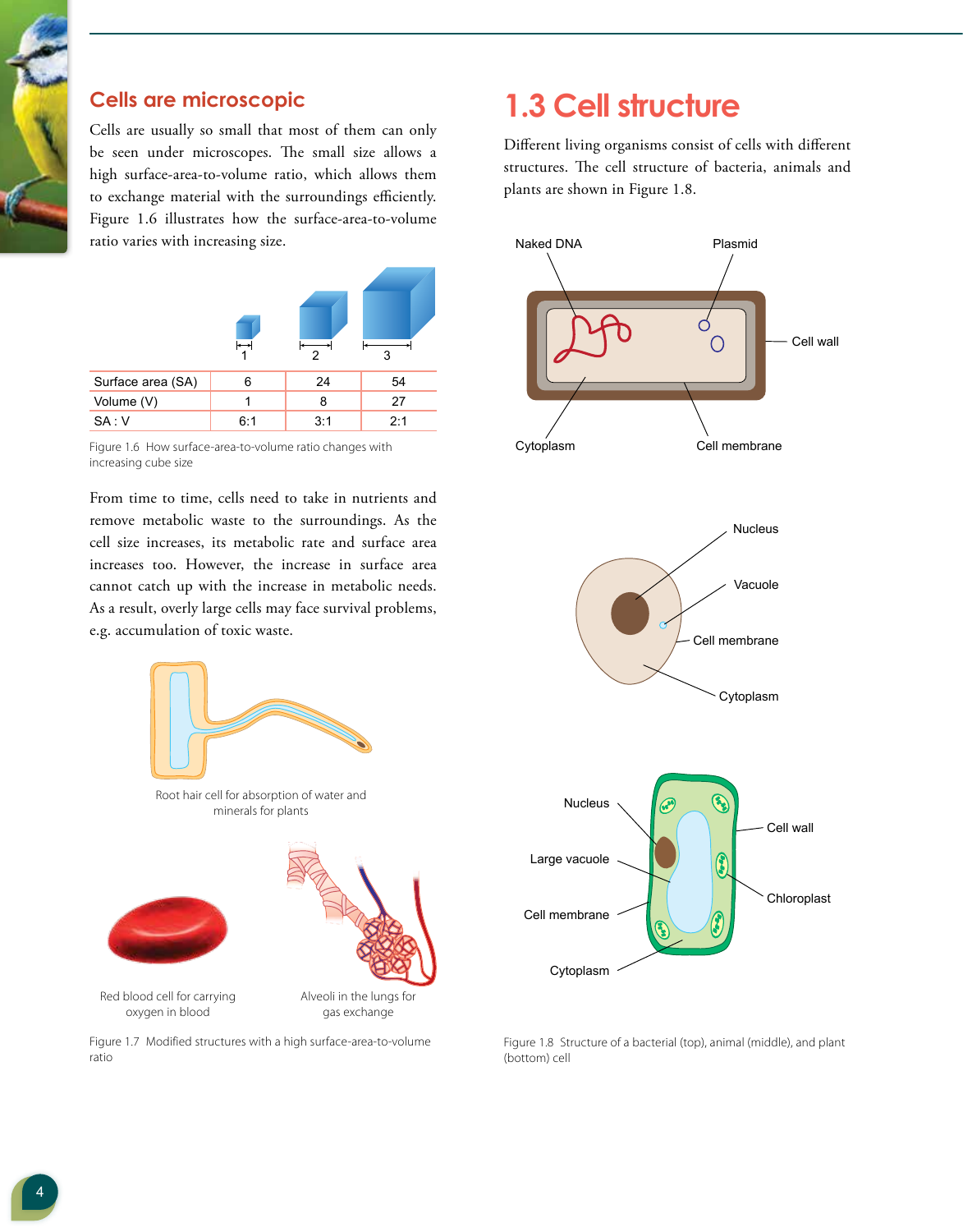## Cells are microscopic

Cells are usually so small that most of them can only be seen under microscopes. The small size allows a high surface-area-to-volume ratio, which allows them to exchange material with the surroundings efficiently. Figure 1.6 illustrates how the surface-area-to-volume ratio varies with increasing size.

| | 1 | 2 | 3 |
|---|---|---|---|
| Surface area (SA) | 6 | 24 | 54 |
| Volume (V) | 1 | 8 | 27 |
| SA : V | 6:1 | 3:1 | 2:1 |

Figure 1.6 How surface-area-to-volume ratio changes with increasing cube size

From time to time, cells need to take in nutrients and remove metabolic waste to the surroundings. As the cell size increases, its metabolic rate and surface area increases too. However, the increase in surface area cannot catch up with the increase in metabolic needs. As a result, overly large cells may face survival problems, e.g. accumulation of toxic waste.

Root hair cell for absorption of water and minerals for plants

Red blood cell for carrying oxygen in blood

Alveoli in the lungs for gas exchange

Figure 1.7 Modified structures with a high surface-area-to-volume ratio

# 1.3 Cell structure

Different living organisms consist of cells with different structures. The cell structure of bacteria, animals and plants are shown in Figure 1.8.

Naked DNA

Plasmid

Cell wall

Cytoplasm

Cell membrane

Nucleus

Vacuole

Cell membrane

Cytoplasm

Nucleus

Large vacuole

Cell membrane

Cytoplasm

Cell wall

Chloroplast

Figure 1.8 Structure of a bacterial (top), animal (middle), and plant (bottom) cell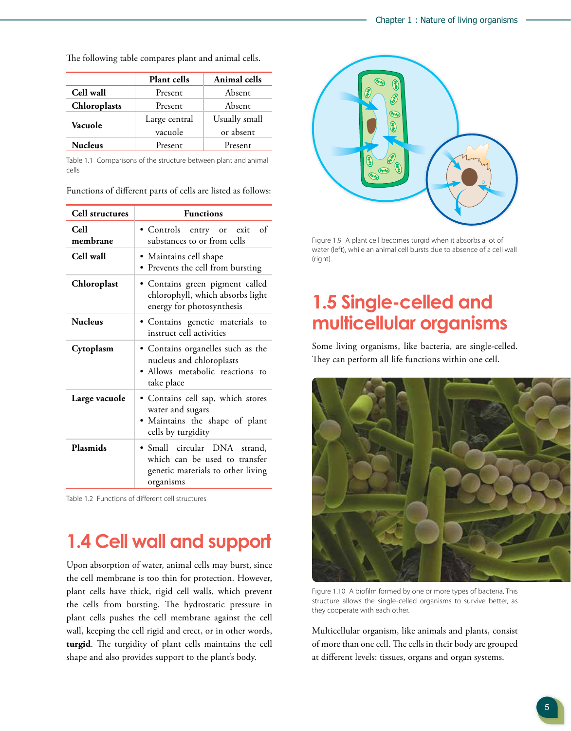The following table compares plant and animal cells.

| | Plant cells | Animal cells |
|---|---|---|
| **Cell wall** | Present | Absent |
| **Chloroplasts** | Present | Absent |
| **Vacuole** | Large central vacuole | Usually small or absent |
| **Nucleus** | Present | Present |

Table 1.1 Comparisons of the structure between plant and animal cells

Functions of different parts of cells are listed as follows:

| Cell structures | Functions |
|---|---|
| **Cell membrane** | • Controls entry or exit of substances to or from cells |
| **Cell wall** | • Maintains cell shape<br>• Prevents the cell from bursting |
| **Chloroplast** | • Contains green pigment called chlorophyll, which absorbs light energy for photosynthesis |
| **Nucleus** | • Contains genetic materials to instruct cell activities |
| **Cytoplasm** | • Contains organelles such as the nucleus and chloroplasts<br>• Allows metabolic reactions to take place |
| **Large vacuole** | • Contains cell sap, which stores water and sugars<br>• Maintains the shape of plant cells by turgidity |
| **Plasmids** | • Small circular DNA strand, which can be used to transfer genetic materials to other living organisms |

Table 1.2 Functions of different cell structures

## 1.4 Cell wall and support

Upon absorption of water, animal cells may burst, since the cell membrane is too thin for protection. However, plant cells have thick, rigid cell walls, which prevent the cells from bursting. The hydrostatic pressure in plant cells pushes the cell membrane against the cell wall, keeping the cell rigid and erect, or in other words, **turgid**. The turgidity of plant cells maintains the cell shape and also provides support to the plant's body.

Figure 1.9 A plant cell becomes turgid when it absorbs a lot of water (left), while an animal cell bursts due to absence of a cell wall (right).

## 1.5 Single-celled and multicellular organisms

Some living organisms, like bacteria, are single-celled. They can perform all life functions within one cell.

Figure 1.10 A biofilm formed by one or more types of bacteria. This structure allows the single-celled organisms to survive better, as they cooperate with each other.

Multicellular organism, like animals and plants, consist of more than one cell. The cells in their body are grouped at different levels: tissues, organs and organ systems.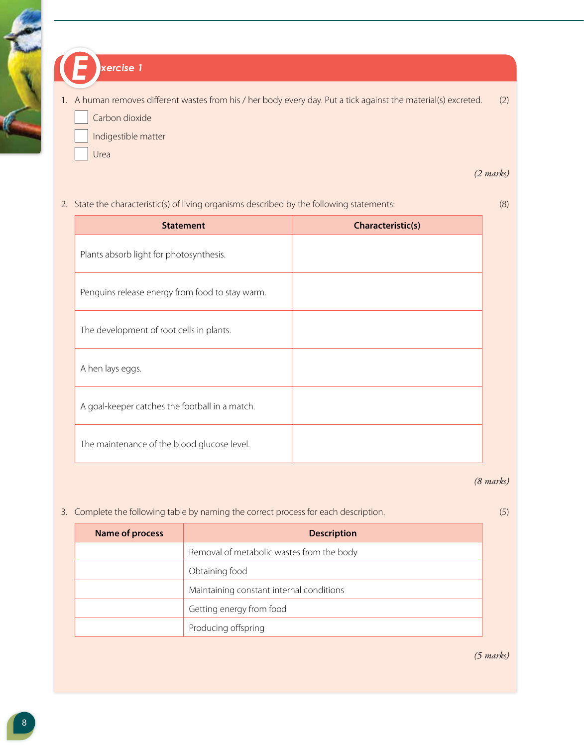## Exercise 1

1. A human removes different wastes from his / her body every day. Put a tick against the material(s) excreted. (2)

- [ ] Carbon dioxide
- [ ] Indigestible matter
- [ ] Urea

*(2 marks)*

2. State the characteristic(s) of living organisms described by the following statements: (8)

| Statement | Characteristic(s) |
|---|---|
| Plants absorb light for photosynthesis. | |
| Penguins release energy from food to stay warm. | |
| The development of root cells in plants. | |
| A hen lays eggs. | |
| A goal-keeper catches the football in a match. | |
| The maintenance of the blood glucose level. | |

*(8 marks)*

3. Complete the following table by naming the correct process for each description. (5)

| Name of process | Description |
|---|---|
| | Removal of metabolic wastes from the body |
| | Obtaining food |
| | Maintaining constant internal conditions |
| | Getting energy from food |
| | Producing offspring |

*(5 marks)*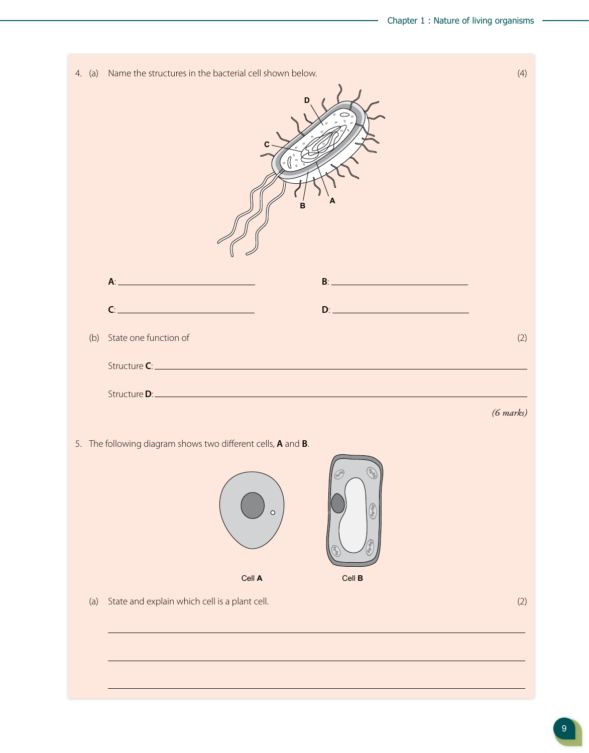4. (a) Name the structures in the bacterial cell shown below. (4)

D

C

B

A

A: ______________________ B: ______________________

C: ______________________ D: ______________________

(b) State one function of (2)

Structure **C**: ______________________________________________

Structure **D**: ______________________________________________

*(6 marks)*

5. The following diagram shows two different cells, **A** and **B**.

Cell **A**

Cell **B**

(a) State and explain which cell is a plant cell. (2)

______________________________________________

______________________________________________

______________________________________________